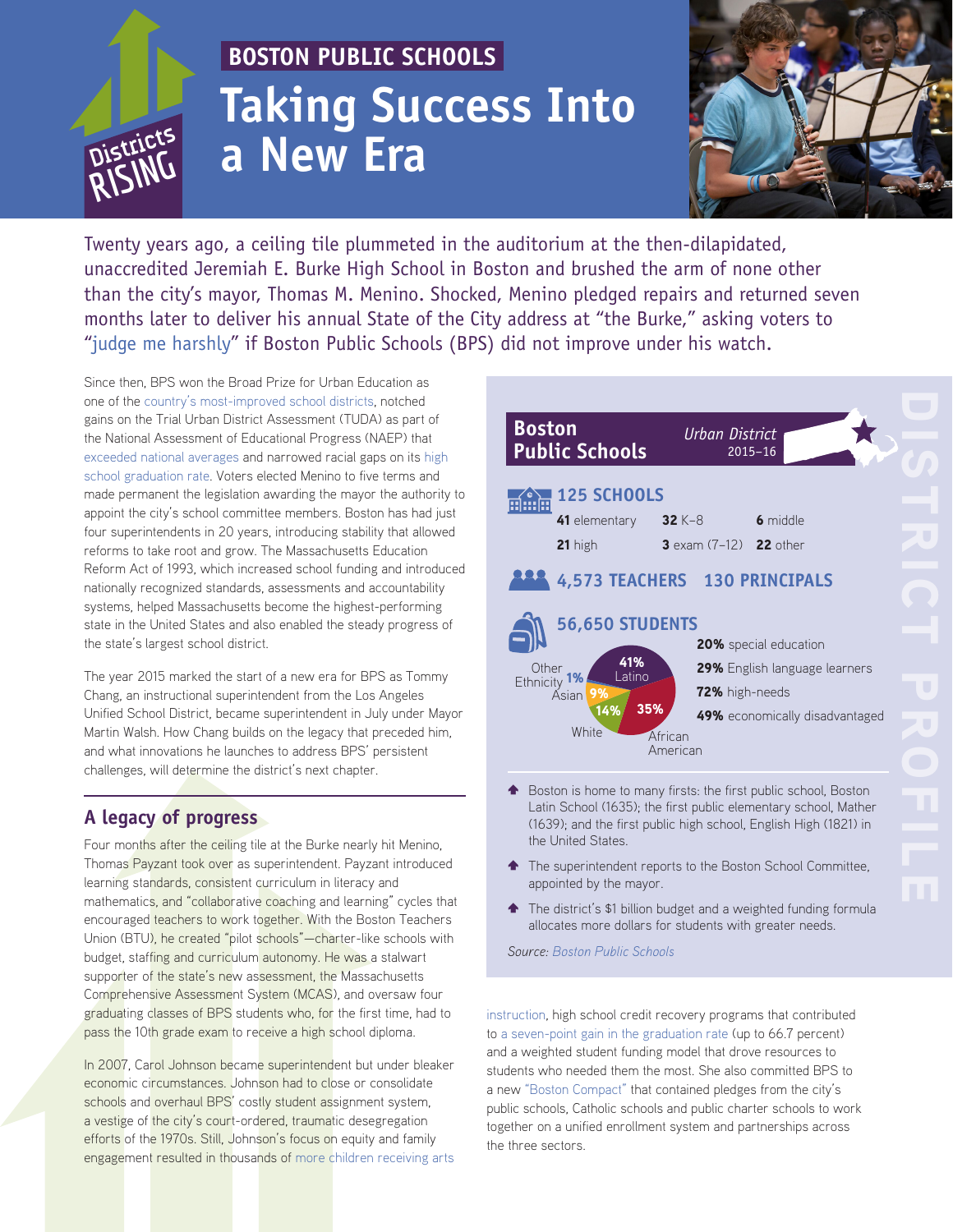BOSTON PUBLIC SCHOOLS

# Taking Success Into a New Era

Districts RISING

Twenty years ago, a ceiling tile plummeted in the auditorium at the then-dilapidated, unaccredited Jeremiah E. Burke High School in Boston and brushed the arm of none other than the city's mayor, Thomas M. Menino. Shocked, Menino pledged repairs and returned seven months later to deliver his annual State of the City address at "the Burke," asking voters to "judge me harshly" if Boston Public Schools (BPS) did not improve under his watch.

Since then, BPS won the Broad Prize for Urban Education as one of the country's most-improved school districts, notched gains on the Trial Urban District Assessment (TUDA) as part of the National Assessment of Educational Progress (NAEP) that exceeded national averages and narrowed racial gaps on its high school graduation rate. Voters elected Menino to five terms and made permanent the legislation awarding the mayor the authority to appoint the city's school committee members. Boston has had just four superintendents in 20 years, introducing stability that allowed reforms to take root and grow. The Massachusetts Education Reform Act of 1993, which increased school funding and introduced nationally recognized standards, assessments and accountability systems, helped Massachusetts become the highest-performing state in the United States and also enabled the steady progress of the state's largest school district.

The year 2015 marked the start of a new era for BPS as Tommy Chang, an instructional superintendent from the Los Angeles Unified School District, became superintendent in July under Mayor Martin Walsh. How Chang builds on the legacy that preceded him, and what innovations he launches to address BPS' persistent challenges, will determine the district's next chapter.

## A legacy of progress

Four months after the ceiling tile at the Burke nearly hit Menino, Thomas Payzant took over as superintendent. Payzant introduced learning standards, consistent curriculum in literacy and mathematics, and "collaborative coaching and learning" cycles that encouraged teachers to work together. With the Boston Teachers Union (BTU), he created "pilot schools"—charter-like schools with budget, staffing and curriculum autonomy. He was a stalwart supporter of the state's new assessment, the Massachusetts Comprehensive Assessment System (MCAS), and oversaw four graduating classes of BPS students who, for the first time, had to pass the 10th grade exam to receive a high school diploma.

In 2007, Carol Johnson became superintendent but under bleaker economic circumstances. Johnson had to close or consolidate schools and overhaul BPS' costly student assignment system, a vestige of the city's court-ordered, traumatic desegregation efforts of the 1970s. Still, Johnson's focus on equity and family engagement resulted in thousands of more children receiving arts instruction, high school credit recovery programs that contributed to a seven-point gain in the graduation rate (up to 66.7 percent) and a weighted student funding model that drove resources to students who needed them the most. She also committed BPS to a new "Boston Compact" that contained pledges from the city's public schools, Catholic schools and public charter schools to work together on a unified enrollment system and partnerships across the three sectors.

---

**DISTRICT PROFILE**

**Boston Public Schools** — *Urban District* 2015–16

**125 SCHOOLS**

| | | |
|---|---|---|
| **41** elementary | **32** K–8 | **6** middle |
| **21** high | **3** exam (7–12) | **22** other |

**4,573 TEACHERS** **130 PRINCIPALS**

**56,650 STUDENTS**

- 41% Latino
- 35% African American
- 14% White
- 9% Asian
- 1% Other Ethnicity

- **20%** special education
- **29%** English language learners
- **72%** high-needs
- **49%** economically disadvantaged

- Boston is home to many firsts: the first public school, Boston Latin School (1635); the first public elementary school, Mather (1639); and the first public high school, English High (1821) in the United States.
- The superintendent reports to the Boston School Committee, appointed by the mayor.
- The district's $1 billion budget and a weighted funding formula allocates more dollars for students with greater needs.

*Source: Boston Public Schools*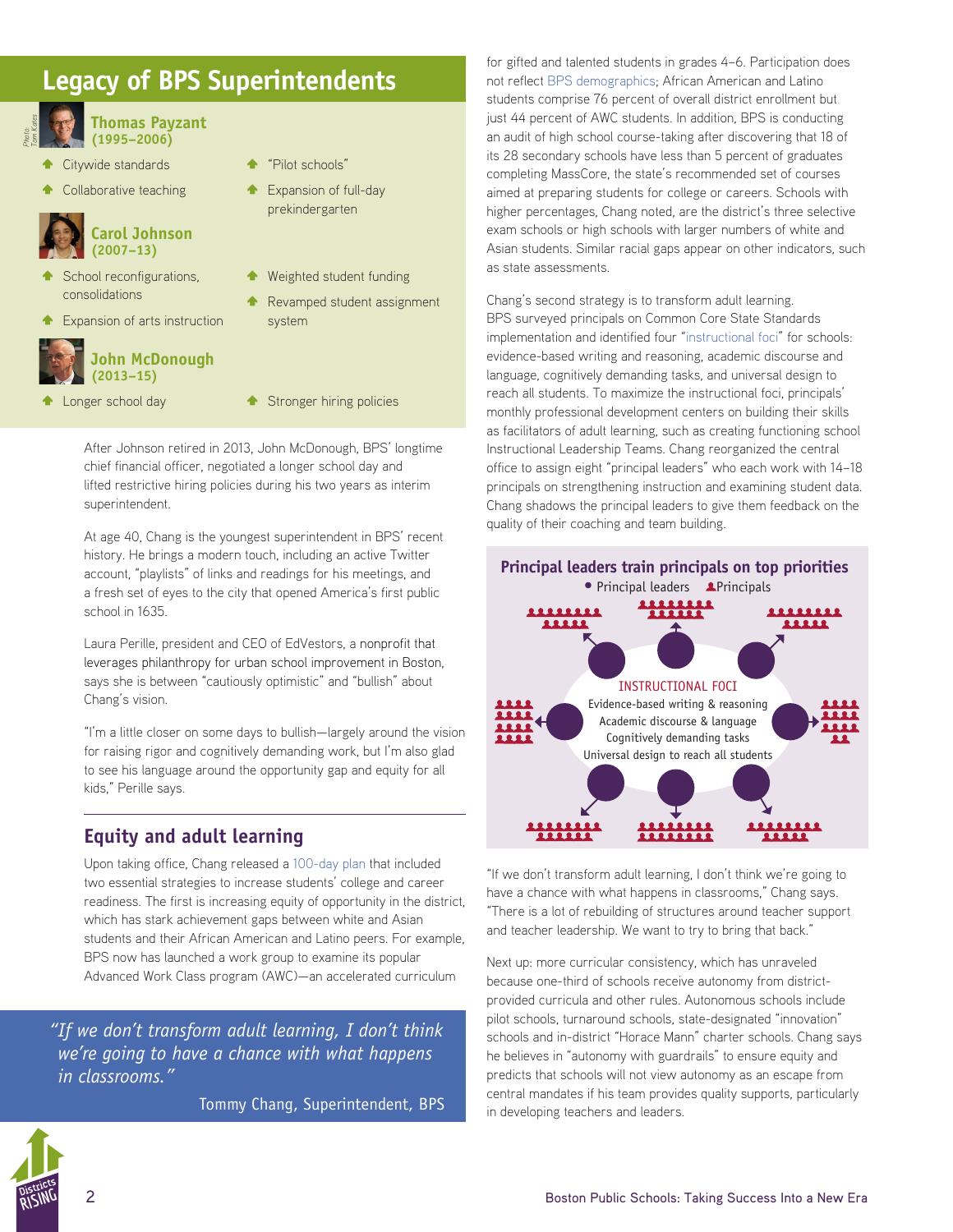## Legacy of BPS Superintendents

**Thomas Payzant (1995–2006)**

- Citywide standards
- Collaborative teaching
- "Pilot schools"
- Expansion of full-day prekindergarten

**Carol Johnson (2007–13)**

- School reconfigurations, consolidations
- Expansion of arts instruction
- Weighted student funding
- Revamped student assignment system

**John McDonough (2013–15)**

- Longer school day
- Stronger hiring policies

After Johnson retired in 2013, John McDonough, BPS' longtime chief financial officer, negotiated a longer school day and lifted restrictive hiring policies during his two years as interim superintendent.

At age 40, Chang is the youngest superintendent in BPS' recent history. He brings a modern touch, including an active Twitter account, "playlists" of links and readings for his meetings, and a fresh set of eyes to the city that opened America's first public school in 1635.

Laura Perille, president and CEO of EdVestors, a nonprofit that leverages philanthropy for urban school improvement in Boston, says she is between "cautiously optimistic" and "bullish" about Chang's vision.

"I'm a little closer on some days to bullish—largely around the vision for raising rigor and cognitively demanding work, but I'm also glad to see his language around the opportunity gap and equity for all kids," Perille says.

## Equity and adult learning

Upon taking office, Chang released a 100-day plan that included two essential strategies to increase students' college and career readiness. The first is increasing equity of opportunity in the district, which has stark achievement gaps between white and Asian students and their African American and Latino peers. For example, BPS now has launched a work group to examine its popular Advanced Work Class program (AWC)—an accelerated curriculum for gifted and talented students in grades 4–6. Participation does not reflect BPS demographics; African American and Latino students comprise 76 percent of overall district enrollment but just 44 percent of AWC students. In addition, BPS is conducting an audit of high school course-taking after discovering that 18 of its 28 secondary schools have less than 5 percent of graduates completing MassCore, the state's recommended set of courses aimed at preparing students for college or careers. Schools with higher percentages, Chang noted, are the district's three selective exam schools or high schools with larger numbers of white and Asian students. Similar racial gaps appear on other indicators, such as state assessments.

> *"If we don't transform adult learning, I don't think we're going to have a chance with what happens in classrooms."*
>
> Tommy Chang, Superintendent, BPS

Chang's second strategy is to transform adult learning. BPS surveyed principals on Common Core State Standards implementation and identified four "instructional foci" for schools: evidence-based writing and reasoning, academic discourse and language, cognitively demanding tasks, and universal design to reach all students. To maximize the instructional foci, principals' monthly professional development centers on building their skills as facilitators of adult learning, such as creating functioning school Instructional Leadership Teams. Chang reorganized the central office to assign eight "principal leaders" who each work with 14–18 principals on strengthening instruction and examining student data. Chang shadows the principal leaders to give them feedback on the quality of their coaching and team building.

**Principal leaders train principals on top priorities**

● Principal leaders ♟Principals

INSTRUCTIONAL FOCI
- Evidence-based writing & reasoning
- Academic discourse & language
- Cognitively demanding tasks
- Universal design to reach all students

"If we don't transform adult learning, I don't think we're going to have a chance with what happens in classrooms," Chang says. "There is a lot of rebuilding of structures around teacher support and teacher leadership. We want to try to bring that back."

Next up: more curricular consistency, which has unraveled because one-third of schools receive autonomy from district-provided curricula and other rules. Autonomous schools include pilot schools, turnaround schools, state-designated "innovation" schools and in-district "Horace Mann" charter schools. Chang says he believes in "autonomy with guardrails" to ensure equity and predicts that schools will not view autonomy as an escape from central mandates if his team provides quality supports, particularly in developing teachers and leaders.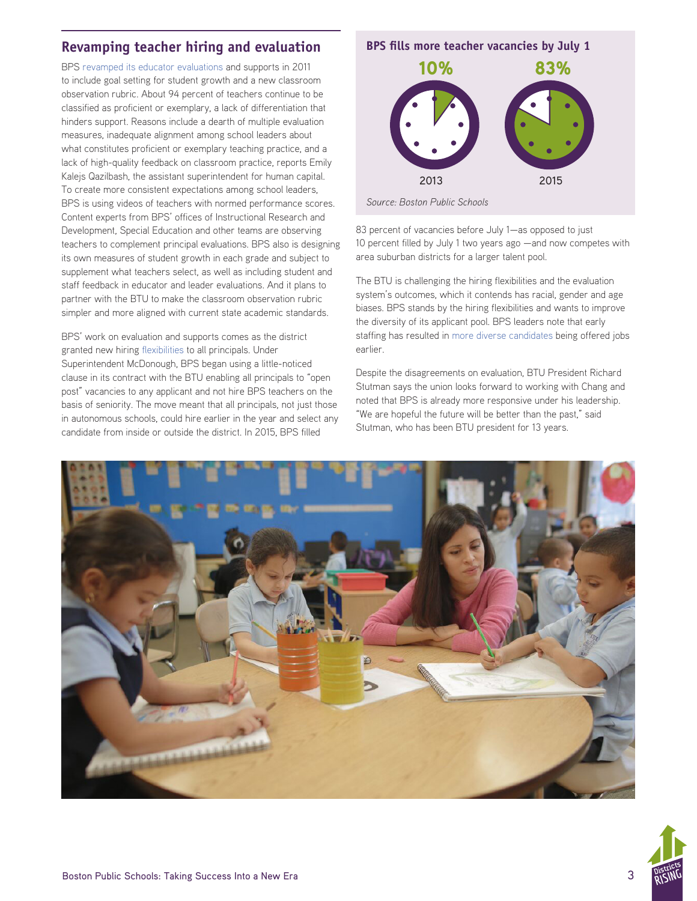## Revamping teacher hiring and evaluation

BPS revamped its educator evaluations and supports in 2011 to include goal setting for student growth and a new classroom observation rubric. About 94 percent of teachers continue to be classified as proficient or exemplary, a lack of differentiation that hinders support. Reasons include a dearth of multiple evaluation measures, inadequate alignment among school leaders about what constitutes proficient or exemplary teaching practice, and a lack of high-quality feedback on classroom practice, reports Emily Kalejs Qazilbash, the assistant superintendent for human capital. To create more consistent expectations among school leaders, BPS is using videos of teachers with normed performance scores. Content experts from BPS' offices of Instructional Research and Development, Special Education and other teams are observing teachers to complement principal evaluations. BPS also is designing its own measures of student growth in each grade and subject to supplement what teachers select, as well as including student and staff feedback in educator and leader evaluations. And it plans to partner with the BTU to make the classroom observation rubric simpler and more aligned with current state academic standards.

BPS' work on evaluation and supports comes as the district granted new hiring flexibilities to all principals. Under Superintendent McDonough, BPS began using a little-noticed clause in its contract with the BTU enabling all principals to "open post" vacancies to any applicant and not hire BPS teachers on the basis of seniority. The move meant that all principals, not just those in autonomous schools, could hire earlier in the year and select any candidate from inside or outside the district. In 2015, BPS filled 83 percent of vacancies before July 1—as opposed to just 10 percent filled by July 1 two years ago —and now competes with area suburban districts for a larger talent pool.

**BPS fills more teacher vacancies by July 1**

| 2013 | 2015 |
|---|---|
| 10% | 83% |

*Source: Boston Public Schools*

The BTU is challenging the hiring flexibilities and the evaluation system's outcomes, which it contends has racial, gender and age biases. BPS stands by the hiring flexibilities and wants to improve the diversity of its applicant pool. BPS leaders note that early staffing has resulted in more diverse candidates being offered jobs earlier.

Despite the disagreements on evaluation, BTU President Richard Stutman says the union looks forward to working with Chang and noted that BPS is already more responsive under his leadership. "We are hopeful the future will be better than the past," said Stutman, who has been BTU president for 13 years.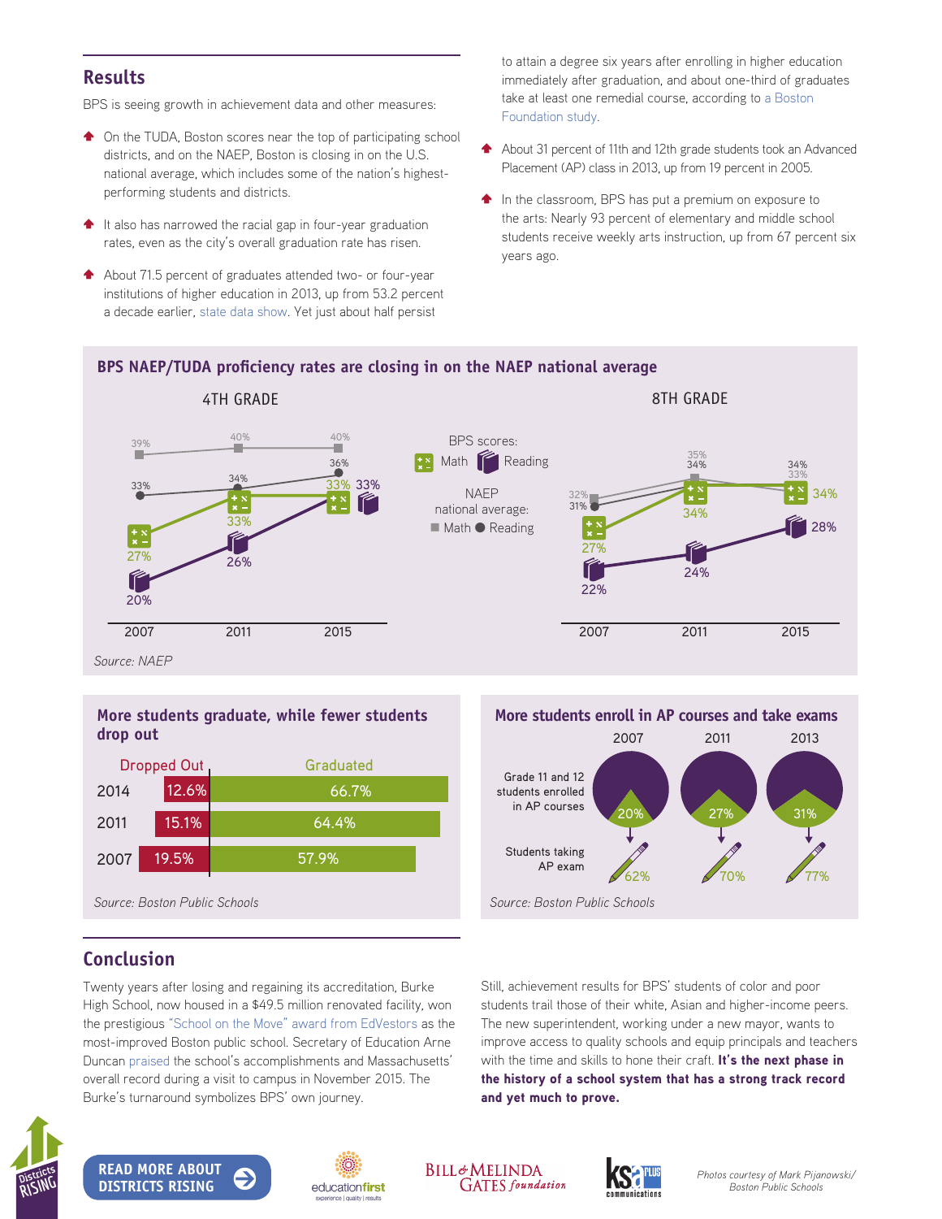## Results

BPS is seeing growth in achievement data and other measures:

- On the TUDA, Boston scores near the top of participating school districts, and on the NAEP, Boston is closing in on the U.S. national average, which includes some of the nation's highest-performing students and districts.
- It also has narrowed the racial gap in four-year graduation rates, even as the city's overall graduation rate has risen.
- About 71.5 percent of graduates attended two- or four-year institutions of higher education in 2013, up from 53.2 percent a decade earlier, state data show. Yet just about half persist to attain a degree six years after enrolling in higher education immediately after graduation, and about one-third of graduates take at least one remedial course, according to a Boston Foundation study.
- About 31 percent of 11th and 12th grade students took an Advanced Placement (AP) class in 2013, up from 19 percent in 2005.
- In the classroom, BPS has put a premium on exposure to the arts: Nearly 93 percent of elementary and middle school students receive weekly arts instruction, up from 67 percent six years ago.

### BPS NAEP/TUDA proficiency rates are closing in on the NAEP national average

4TH GRADE

39%
40%
40%
33%
34%
36%
33% 33%
33%
27%
26%
20%
2007 2011 2015

BPS scores:
Math Reading

NAEP
national average:
Math ● Reading

8TH GRADE

32%
31%
35%
34%
34%
33%
34%
34%
27%
24%
28%
22%
2007 2011 2015

*Source: NAEP*

### More students graduate, while fewer students drop out

Dropped Out
Graduated
2014 12.6% 66.7%
2011 15.1% 64.4%
2007 19.5% 57.9%

*Source: Boston Public Schools*

### More students enroll in AP courses and take exams

2007 2011 2013

Grade 11 and 12 students enrolled in AP courses
20% 27% 31%

Students taking AP exam
62% 70% 77%

*Source: Boston Public Schools*

## Conclusion

Twenty years after losing and regaining its accreditation, Burke High School, now housed in a $49.5 million renovated facility, won the prestigious "School on the Move" award from EdVestors as the most-improved Boston public school. Secretary of Education Arne Duncan praised the school's accomplishments and Massachusetts' overall record during a visit to campus in November 2015. The Burke's turnaround symbolizes BPS' own journey.

Still, achievement results for BPS' students of color and poor students trail those of their white, Asian and higher-income peers. The new superintendent, working under a new mayor, wants to improve access to quality schools and equip principals and teachers with the time and skills to hone their craft. **It's the next phase in the history of a school system that has a strong track record and yet much to prove.**

READ MORE ABOUT DISTRICTS RISING

*Photos courtesy of Mark Pijanowski/ Boston Public Schools*